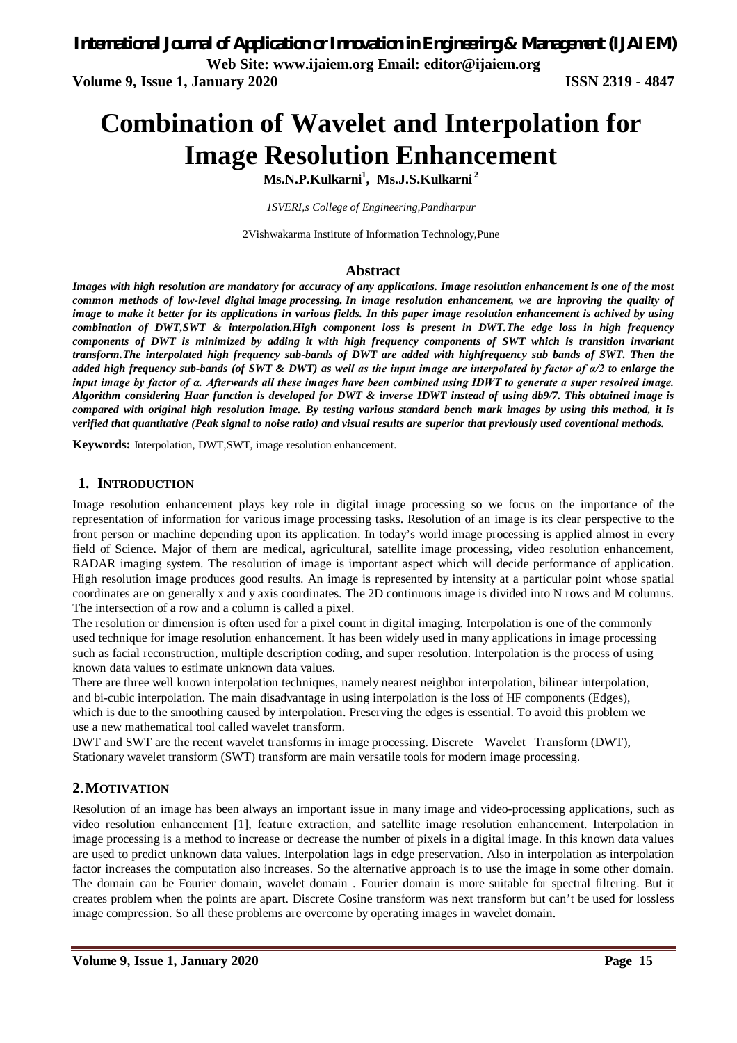# Combination of Wavelet and Interpolation for Image Resolution Enhancement

**Ms.N.P.Kulkarni[1], Ms.J.S.Kulkarni[2]**

*1SVERI,s College of Engineering,Pandharpur*

2Vishwakarma Institute of Information Technology,Pune

## Abstract

***Images with high resolution are mandatory for accuracy of any applications. Image resolution enhancement is one of the most common methods of low-level digital image processing. In image resolution enhancement, we are inproving the quality of image to make it better for its applications in various fields. In this paper image resolution enhancement is achived by using combination of DWT,SWT & interpolation.High component loss is present in DWT.The edge loss in high frequency components of DWT is minimized by adding it with high frequency components of SWT which is transition invariant transform.The interpolated high frequency sub-bands of DWT are added with highfrequency sub bands of SWT. Then the added high frequency sub-bands (of SWT & DWT) as well as the input image are interpolated by factor of α/2 to enlarge the input image by factor of α. Afterwards all these images have been combined using IDWT to generate a super resolved image. Algorithm considering Haar function is developed for DWT & inverse IDWT instead of using db9/7. This obtained image is compared with original high resolution image. By testing various standard bench mark images by using this method, it is verified that quantitative (Peak signal to noise ratio) and visual results are superior that previously used coventional methods.***

**Keywords:** Interpolation, DWT,SWT, image resolution enhancement.

## 1. INTRODUCTION

Image resolution enhancement plays key role in digital image processing so we focus on the importance of the representation of information for various image processing tasks. Resolution of an image is its clear perspective to the front person or machine depending upon its application. In today's world image processing is applied almost in every field of Science. Major of them are medical, agricultural, satellite image processing, video resolution enhancement, RADAR imaging system. The resolution of image is important aspect which will decide performance of application. High resolution image produces good results. An image is represented by intensity at a particular point whose spatial coordinates are on generally x and y axis coordinates. The 2D continuous image is divided into N rows and M columns. The intersection of a row and a column is called a pixel.

The resolution or dimension is often used for a pixel count in digital imaging. Interpolation is one of the commonly used technique for image resolution enhancement. It has been widely used in many applications in image processing such as facial reconstruction, multiple description coding, and super resolution. Interpolation is the process of using known data values to estimate unknown data values.

There are three well known interpolation techniques, namely nearest neighbor interpolation, bilinear interpolation, and bi-cubic interpolation. The main disadvantage in using interpolation is the loss of HF components (Edges), which is due to the smoothing caused by interpolation. Preserving the edges is essential. To avoid this problem we use a new mathematical tool called wavelet transform.

DWT and SWT are the recent wavelet transforms in image processing. Discrete Wavelet Transform (DWT), Stationary wavelet transform (SWT) transform are main versatile tools for modern image processing.

## 2. MOTIVATION

Resolution of an image has been always an important issue in many image and video-processing applications, such as video resolution enhancement [1], feature extraction, and satellite image resolution enhancement. Interpolation in image processing is a method to increase or decrease the number of pixels in a digital image. In this known data values are used to predict unknown data values. Interpolation lags in edge preservation. Also in interpolation as interpolation factor increases the computation also increases. So the alternative approach is to use the image in some other domain. The domain can be Fourier domain, wavelet domain . Fourier domain is more suitable for spectral filtering. But it creates problem when the points are apart. Discrete Cosine transform was next transform but can't be used for lossless image compression. So all these problems are overcome by operating images in wavelet domain.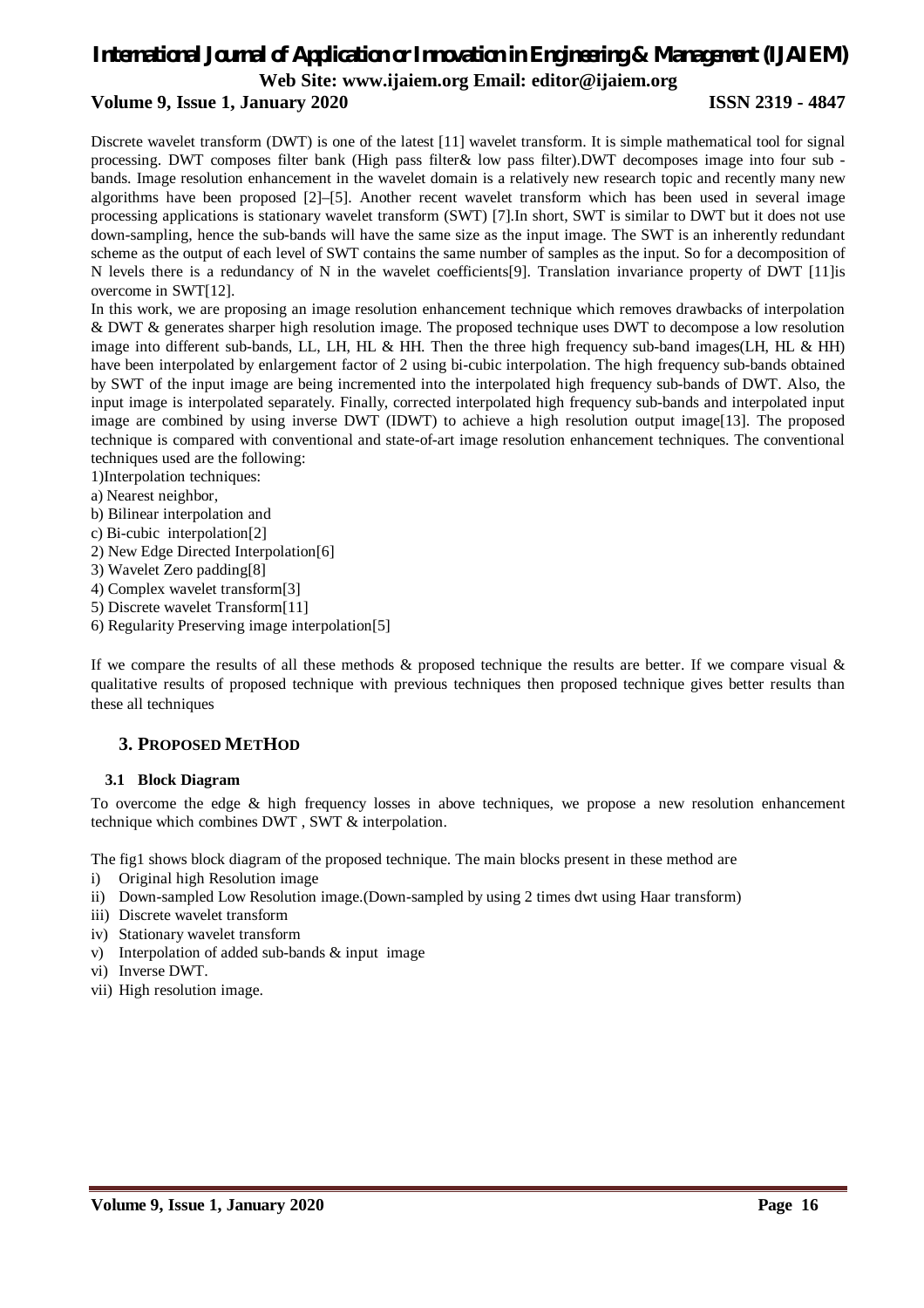Discrete wavelet transform (DWT) is one of the latest [11] wavelet transform. It is simple mathematical tool for signal processing. DWT composes filter bank (High pass filter& low pass filter).DWT decomposes image into four sub - bands. Image resolution enhancement in the wavelet domain is a relatively new research topic and recently many new algorithms have been proposed [2]–[5]. Another recent wavelet transform which has been used in several image processing applications is stationary wavelet transform (SWT) [7].In short, SWT is similar to DWT but it does not use down-sampling, hence the sub-bands will have the same size as the input image. The SWT is an inherently redundant scheme as the output of each level of SWT contains the same number of samples as the input. So for a decomposition of N levels there is a redundancy of N in the wavelet coefficients[9]. Translation invariance property of DWT [11]is overcome in SWT[12].

In this work, we are proposing an image resolution enhancement technique which removes drawbacks of interpolation & DWT & generates sharper high resolution image. The proposed technique uses DWT to decompose a low resolution image into different sub-bands, LL, LH, HL & HH. Then the three high frequency sub-band images(LH, HL & HH) have been interpolated by enlargement factor of 2 using bi-cubic interpolation. The high frequency sub-bands obtained by SWT of the input image are being incremented into the interpolated high frequency sub-bands of DWT. Also, the input image is interpolated separately. Finally, corrected interpolated high frequency sub-bands and interpolated input image are combined by using inverse DWT (IDWT) to achieve a high resolution output image[13]. The proposed technique is compared with conventional and state-of-art image resolution enhancement techniques. The conventional techniques used are the following:

1)Interpolation techniques:

a) Nearest neighbor,

b) Bilinear interpolation and

c) Bi-cubic interpolation[2]

2) New Edge Directed Interpolation[6]

3) Wavelet Zero padding[8]

4) Complex wavelet transform[3]

5) Discrete wavelet Transform[11]

6) Regularity Preserving image interpolation[5]

If we compare the results of all these methods & proposed technique the results are better. If we compare visual & qualitative results of proposed technique with previous techniques then proposed technique gives better results than these all techniques

## 3. Proposed MetHod

### 3.1 Block Diagram

To overcome the edge & high frequency losses in above techniques, we propose a new resolution enhancement technique which combines DWT , SWT & interpolation.

The fig1 shows block diagram of the proposed technique. The main blocks present in these method are

i) Original high Resolution image
ii) Down-sampled Low Resolution image.(Down-sampled by using 2 times dwt using Haar transform)
iii) Discrete wavelet transform
iv) Stationary wavelet transform
v) Interpolation of added sub-bands & input image
vi) Inverse DWT.
vii) High resolution image.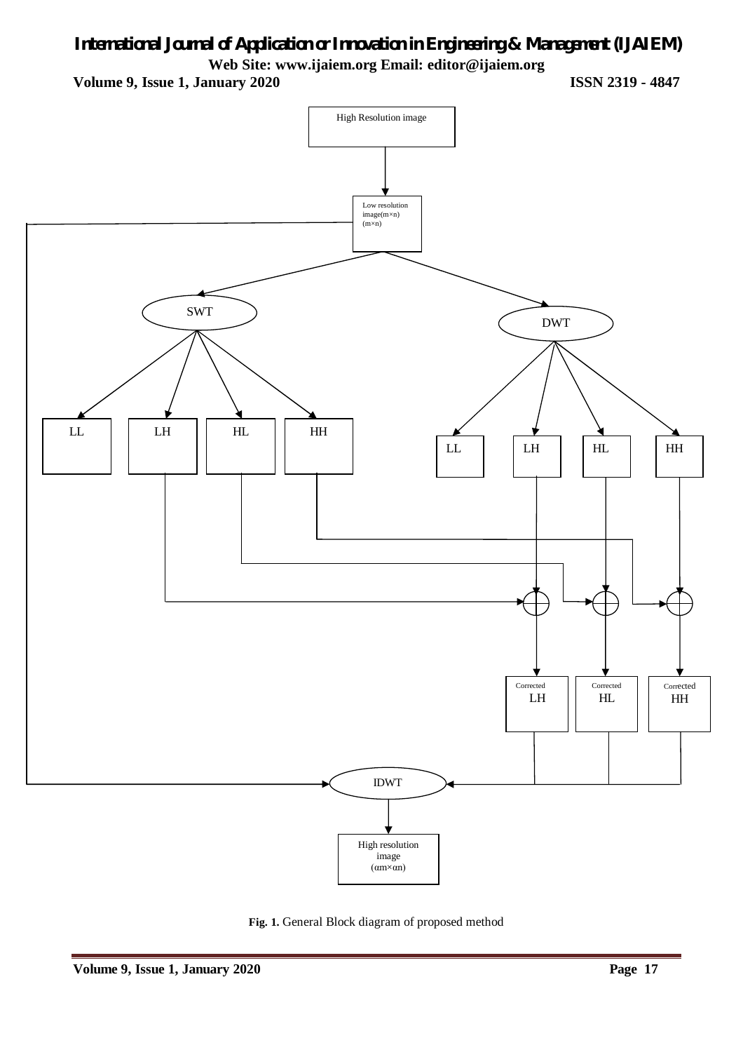Fig. 1. General Block diagram of proposed method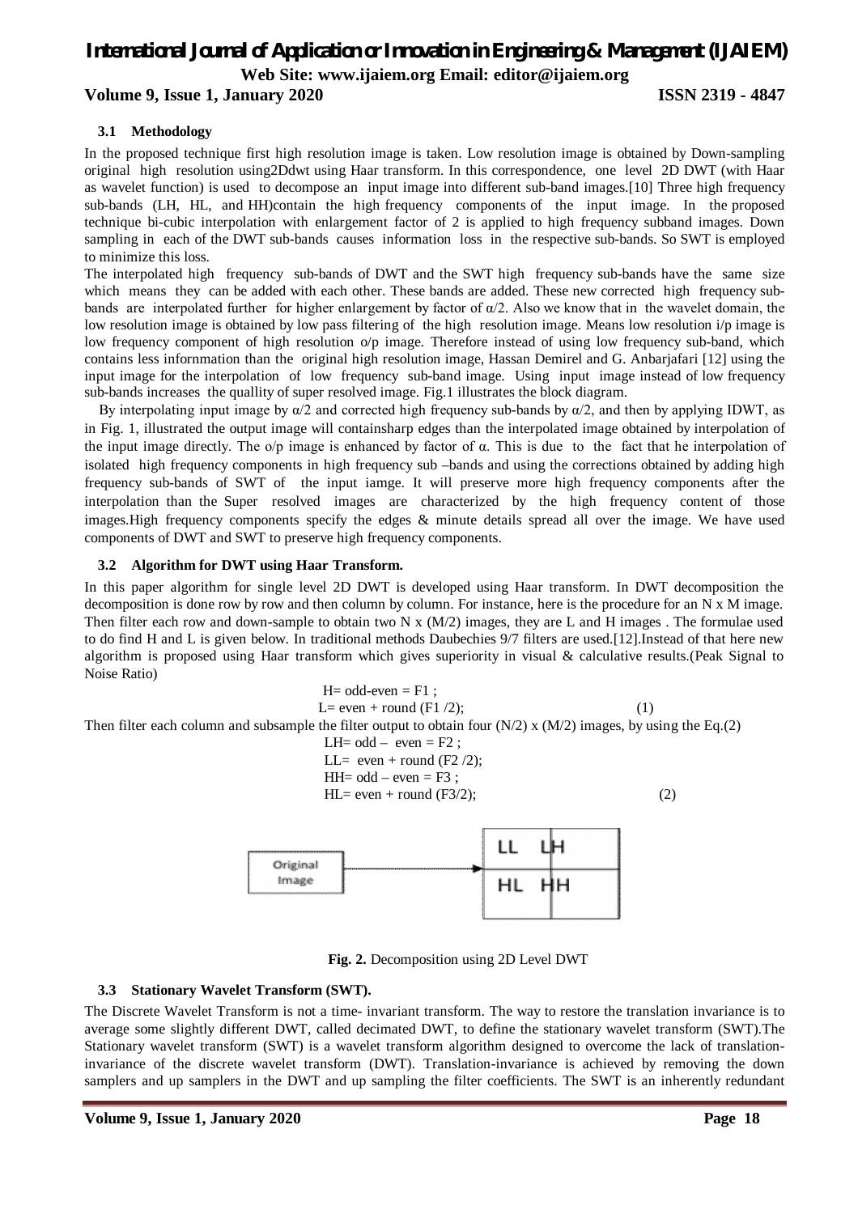### 3.1 Methodology

In the proposed technique first high resolution image is taken. Low resolution image is obtained by Down-sampling original high resolution using2Ddwt using Haar transform. In this correspondence, one level 2D DWT (with Haar as wavelet function) is used to decompose an input image into different sub-band images.[10] Three high frequency sub-bands (LH, HL, and HH)contain the high frequency components of the input image. In the proposed technique bi-cubic interpolation with enlargement factor of 2 is applied to high frequency subband images. Down sampling in each of the DWT sub-bands causes information loss in the respective sub-bands. So SWT is employed to minimize this loss.

The interpolated high frequency sub-bands of DWT and the SWT high frequency sub-bands have the same size which means they can be added with each other. These bands are added. These new corrected high frequency sub-bands are interpolated further for higher enlargement by factor of $\alpha/2$. Also we know that in the wavelet domain, the low resolution image is obtained by low pass filtering of the high resolution image. Means low resolution i/p image is low frequency component of high resolution o/p image. Therefore instead of using low frequency sub-band, which contains less infornmation than the original high resolution image, Hassan Demirel and G. Anbarjafari [12] using the input image for the interpolation of low frequency sub-band image. Using input image instead of low frequency sub-bands increases the quallity of super resolved image. Fig.1 illustrates the block diagram.

By interpolating input image by $\alpha/2$ and corrected high frequency sub-bands by $\alpha/2$, and then by applying IDWT, as in Fig. 1, illustrated the output image will containsharp edges than the interpolated image obtained by interpolation of the input image directly. The o/p image is enhanced by factor of $\alpha$. This is due to the fact that he interpolation of isolated high frequency components in high frequency sub –bands and using the corrections obtained by adding high frequency sub-bands of SWT of the input iamge. It will preserve more high frequency components after the interpolation than the Super resolved images are characterized by the high frequency content of those images.High frequency components specify the edges & minute details spread all over the image. We have used components of DWT and SWT to preserve high frequency components.

### 3.2 Algorithm for DWT using Haar Transform.

In this paper algorithm for single level 2D DWT is developed using Haar transform. In DWT decomposition the decomposition is done row by row and then column by column. For instance, here is the procedure for an N x M image. Then filter each row and down-sample to obtain two N x (M/2) images, they are L and H images . The formulae used to do find H and L is given below. In traditional methods Daubechies 9/7 filters are used.[12].Instead of that here new algorithm is proposed using Haar transform which gives superiority in visual & calculative results.(Peak Signal to Noise Ratio)

$$H = odd - even = F1 ; \quad L = even + round(F1/2); \tag{1}$$

Then filter each column and subsample the filter output to obtain four (N/2) x (M/2) images, by using the Eq.(2)

$$\begin{aligned} LH &= odd - even = F2 ; \\ LL &= even + round(F2/2); \\ HH &= odd - even = F3 ; \\ HL &= even + round(F3/2); \end{aligned} \tag{2}$$

Original Image → LL LH / HL HH

**Fig. 2.** Decomposition using 2D Level DWT

### 3.3 Stationary Wavelet Transform (SWT).

The Discrete Wavelet Transform is not a time- invariant transform. The way to restore the translation invariance is to average some slightly different DWT, called decimated DWT, to define the stationary wavelet transform (SWT).The Stationary wavelet transform (SWT) is a wavelet transform algorithm designed to overcome the lack of translation-invariance of the discrete wavelet transform (DWT). Translation-invariance is achieved by removing the down samplers and up samplers in the DWT and up sampling the filter coefficients. The SWT is an inherently redundant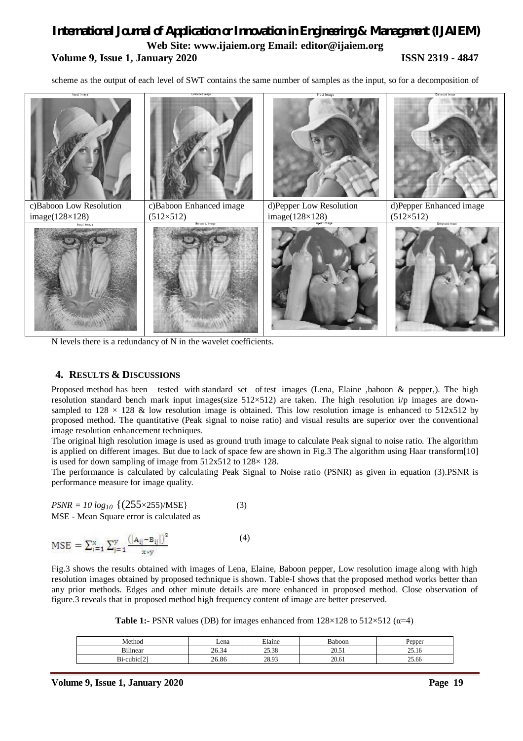scheme as the output of each level of SWT contains the same number of samples as the input, so for a decomposition of

| c)Baboon Low Resolution image(128×128) | c)Baboon Enhanced image (512×512) | d)Pepper Low Resolution image(128×128) | d)Pepper Enhanced image (512×512) |
|---|---|---|---|

N levels there is a redundancy of N in the wavelet coefficients.

## 4. RESULTS & DISCUSSIONS

Proposed method has been tested with standard set of test images (Lena, Elaine ,baboon & pepper,). The high resolution standard bench mark input images(size 512×512) are taken. The high resolution i/p images are down-sampled to 128 × 128 & low resolution image is obtained. This low resolution image is enhanced to 512x512 by proposed method. The quantitative (Peak signal to noise ratio) and visual results are superior over the conventional image resolution enhancement techniques.

The original high resolution image is used as ground truth image to calculate Peak signal to noise ratio. The algorithm is applied on different images. But due to lack of space few are shown in Fig.3 The algorithm using Haar transform[10] is used for down sampling of image from 512x512 to 128× 128.

The performance is calculated by calculating Peak Signal to Noise ratio (PSNR) as given in equation (3).PSNR is performance measure for image quality.

$$PSNR = 10 \log_{10} \{(255 \times 255)/\text{MSE}\} \quad (3)$$

MSE - Mean Square error is calculated as

$$\text{MSE} = \sum_{i=1}^{x} \sum_{j=1}^{y} \frac{\left(|A_{ij} - B_{ij}|\right)^2}{x * y} \quad (4)$$

Fig.3 shows the results obtained with images of Lena, Elaine, Baboon pepper, Low resolution image along with high resolution images obtained by proposed technique is shown. Table-I shows that the proposed method works better than any prior methods. Edges and other minute details are more enhanced in proposed method. Close observation of figure.3 reveals that in proposed method high frequency content of image are better preserved.

**Table 1:-** PSNR values (DB) for images enhanced from 128×128 to 512×512 (α=4)

| Method | Lena | Elaine | Baboon | Pepper |
|---|---|---|---|---|
| Bilinear | 26.34 | 25.38 | 20.51 | 25.16 |
| Bi-cubic[2] | 26.86 | 28.93 | 20.61 | 25.66 |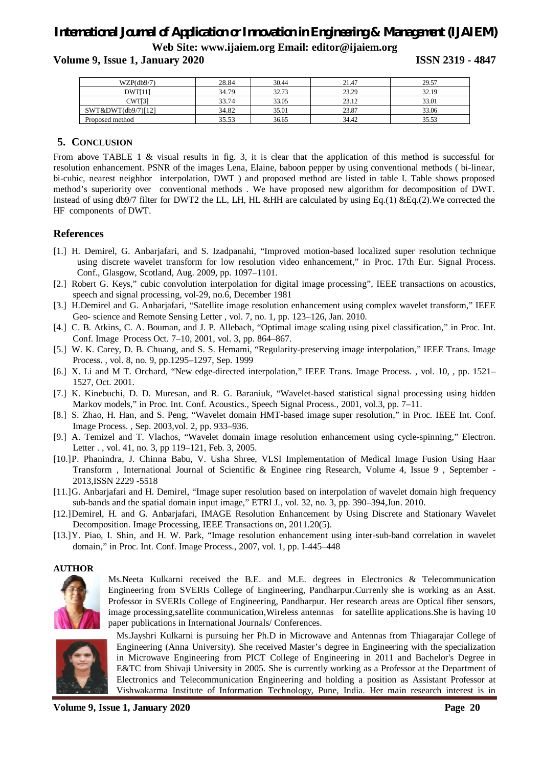| WZP(db9/7) | 28.84 | 30.44 | 21.47 | 29.57 |
|---|---|---|---|---|
| DWT[11] | 34.79 | 32.73 | 23.29 | 32.19 |
| CWT[3] | 33.74 | 33.05 | 23.12 | 33.01 |
| SWT&DWT(db9/7)[12] | 34.82 | 35.01 | 23.87 | 33.06 |
| Proposed method | 35.53 | 36.65 | 34.42 | 35.53 |

## 5. CONCLUSION

From above TABLE 1 & visual results in fig. 3, it is clear that the application of this method is successful for resolution enhancement. PSNR of the images Lena, Elaine, baboon pepper by using conventional methods ( bi-linear, bi-cubic, nearest neighbor interpolation, DWT ) and proposed method are listed in table I. Table shows proposed method's superiority over conventional methods . We have proposed new algorithm for decomposition of DWT. Instead of using db9/7 filter for DWT2 the LL, LH, HL &HH are calculated by using Eq.(1) &Eq.(2).We corrected the HF components of DWT.

## References

[1.] H. Demirel, G. Anbarjafari, and S. Izadpanahi, "Improved motion-based localized super resolution technique using discrete wavelet transform for low resolution video enhancement," in Proc. 17th Eur. Signal Process. Conf., Glasgow, Scotland, Aug. 2009, pp. 1097–1101.

[2.] Robert G. Keys," cubic convolution interpolation for digital image processing", IEEE transactions on acoustics, speech and signal processing, vol-29, no.6, December 1981

[3.] H.Demirel and G. Anbarjafari, "Satellite image resolution enhancement using complex wavelet transform," IEEE Geo- science and Remote Sensing Letter , vol. 7, no. 1, pp. 123–126, Jan. 2010.

[4.] C. B. Atkins, C. A. Bouman, and J. P. Allebach, "Optimal image scaling using pixel classification," in Proc. Int. Conf. Image Process Oct. 7–10, 2001, vol. 3, pp. 864–867.

[5.] W. K. Carey, D. B. Chuang, and S. S. Hemami, "Regularity-preserving image interpolation," IEEE Trans. Image Process. , vol. 8, no. 9, pp.1295–1297, Sep. 1999

[6.] X. Li and M T. Orchard, "New edge-directed interpolation," IEEE Trans. Image Process. , vol. 10, , pp. 1521–1527, Oct. 2001.

[7.] K. Kinebuchi, D. D. Muresan, and R. G. Baraniuk, "Wavelet-based statistical signal processing using hidden Markov models," in Proc. Int. Conf. Acoustics., Speech Signal Process., 2001, vol.3, pp. 7–11.

[8.] S. Zhao, H. Han, and S. Peng, "Wavelet domain HMT-based image super resolution," in Proc. IEEE Int. Conf. Image Process. , Sep. 2003,vol. 2, pp. 933–936.

[9.] A. Temizel and T. Vlachos, "Wavelet domain image resolution enhancement using cycle-spinning," Electron. Letter . , vol. 41, no. 3, pp 119–121, Feb. 3, 2005.

[10.]P. Phanindra, J. Chinna Babu, V. Usha Shree, VLSI Implementation of Medical Image Fusion Using Haar Transform , International Journal of Scientific & Enginee ring Research, Volume 4, Issue 9 , September -2013,ISSN 2229 -5518

[11.]G. Anbarjafari and H. Demirel, "Image super resolution based on interpolation of wavelet domain high frequency sub-bands and the spatial domain input image," ETRI J., vol. 32, no. 3, pp. 390–394,Jun. 2010.

[12.]Demirel, H. and G. Anbarjafari, IMAGE Resolution Enhancement by Using Discrete and Stationary Wavelet Decomposition. Image Processing, IEEE Transactions on, 2011.20(5).

[13.]Y. Piao, I. Shin, and H. W. Park, "Image resolution enhancement using inter-sub-band correlation in wavelet domain," in Proc. Int. Conf. Image Process., 2007, vol. 1, pp. I-445–448

**AUTHOR**

Ms.Neeta Kulkarni received the B.E. and M.E. degrees in Electronics & Telecommunication Engineering from SVERIs College of Engineering, Pandharpur.Currenly she is working as an Asst. Professor in SVERIs College of Engineering, Pandharpur. Her research areas are Optical fiber sensors, image processing,satellite communication,Wireless antennas for satellite applications.She is having 10 paper publications in International Journals/ Conferences.

Ms.Jayshri Kulkarni is pursuing her Ph.D in Microwave and Antennas from Thiagarajar College of Engineering (Anna University). She received Master's degree in Engineering with the specialization in Microwave Engineering from PICT College of Engineering in 2011 and Bachelor's Degree in E&TC from Shivaji University in 2005. She is currently working as a Professor at the Department of Electronics and Telecommunication Engineering and holding a position as Assistant Professor at Vishwakarma Institute of Information Technology, Pune, India. Her main research interest is in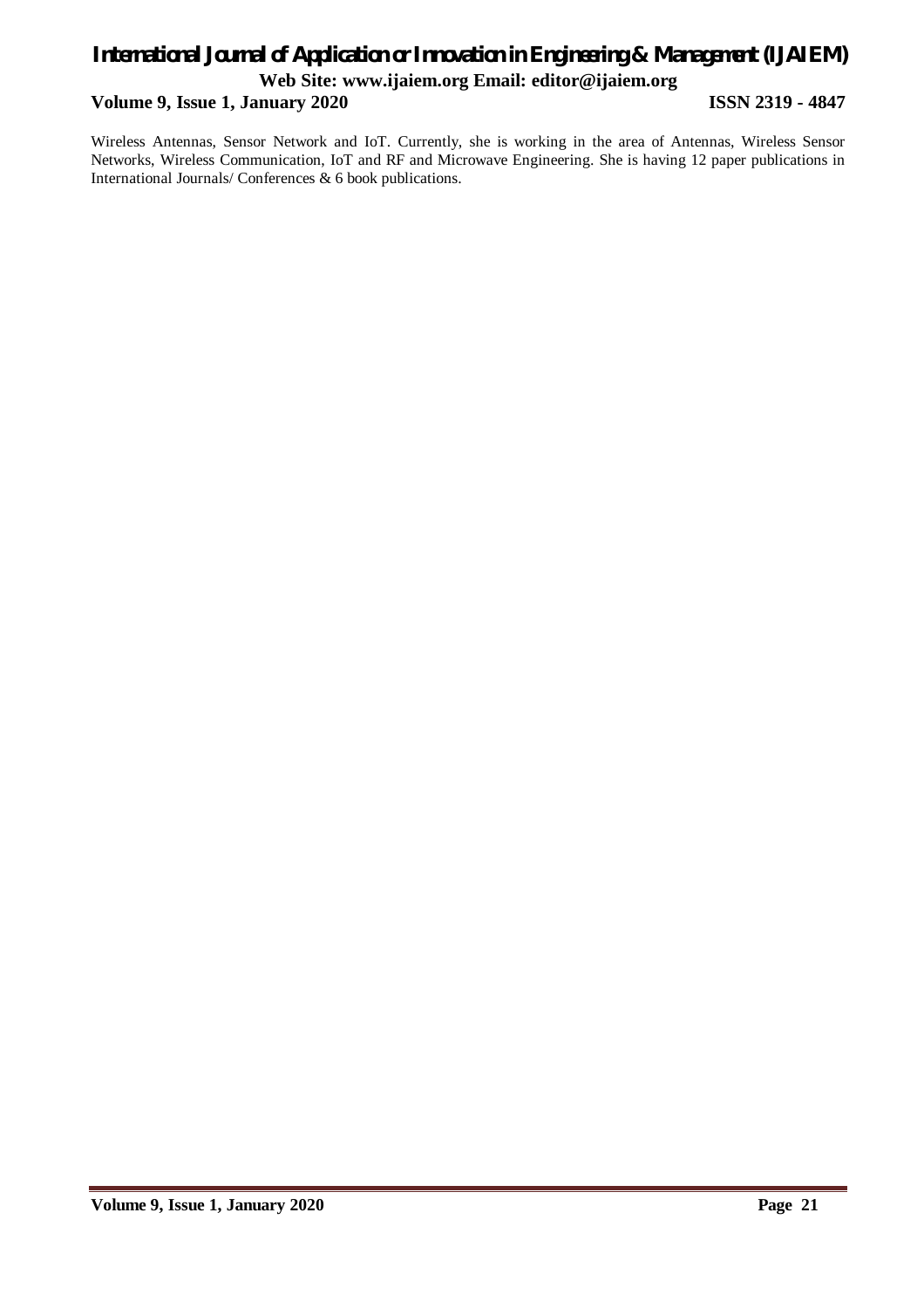Wireless Antennas, Sensor Network and IoT. Currently, she is working in the area of Antennas, Wireless Sensor Networks, Wireless Communication, IoT and RF and Microwave Engineering. She is having 12 paper publications in International Journals/ Conferences & 6 book publications.